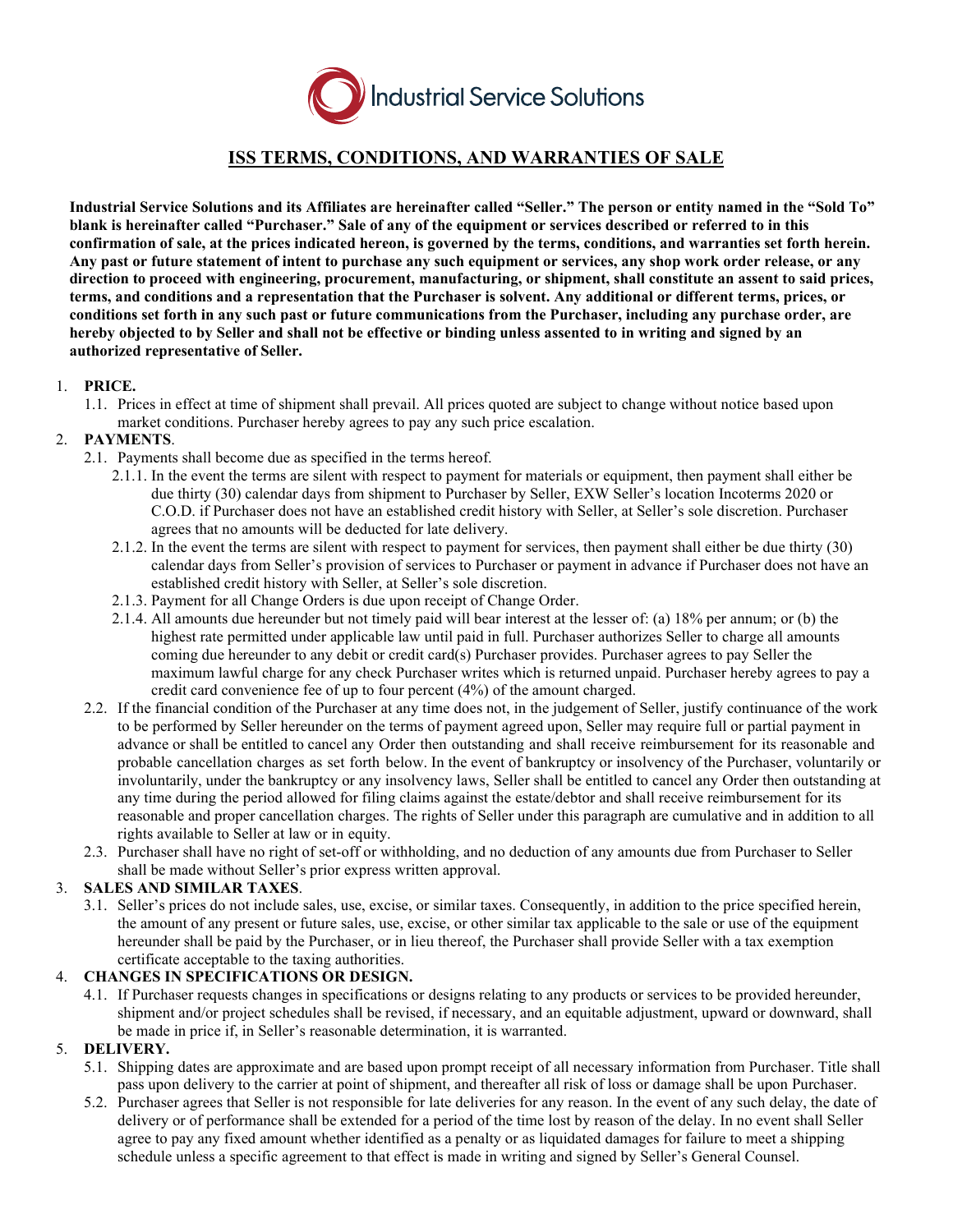Industrial Service Solutions

# ISS TERMS, CONDITIONS, AND WARRANTIES OF SALE

**Industrial Service Solutions and its Affiliates are hereinafter called "Seller." The person or entity named in the "Sold To" blank is hereinafter called "Purchaser." Sale of any of the equipment or services described or referred to in this confirmation of sale, at the prices indicated hereon, is governed by the terms, conditions, and warranties set forth herein. Any past or future statement of intent to purchase any such equipment or services, any shop work order release, or any direction to proceed with engineering, procurement, manufacturing, or shipment, shall constitute an assent to said prices, terms, and conditions and a representation that the Purchaser is solvent. Any additional or different terms, prices, or conditions set forth in any such past or future communications from the Purchaser, including any purchase order, are hereby objected to by Seller and shall not be effective or binding unless assented to in writing and signed by an authorized representative of Seller.**

1. **PRICE.**
   1.1. Prices in effect at time of shipment shall prevail. All prices quoted are subject to change without notice based upon market conditions. Purchaser hereby agrees to pay any such price escalation.
2. **PAYMENTS**.
   2.1. Payments shall become due as specified in the terms hereof.
      2.1.1. In the event the terms are silent with respect to payment for materials or equipment, then payment shall either be due thirty (30) calendar days from shipment to Purchaser by Seller, EXW Seller's location Incoterms 2020 or C.O.D. if Purchaser does not have an established credit history with Seller, at Seller's sole discretion. Purchaser agrees that no amounts will be deducted for late delivery.
      2.1.2. In the event the terms are silent with respect to payment for services, then payment shall either be due thirty (30) calendar days from Seller's provision of services to Purchaser or payment in advance if Purchaser does not have an established credit history with Seller, at Seller's sole discretion.
      2.1.3. Payment for all Change Orders is due upon receipt of Change Order.
      2.1.4. All amounts due hereunder but not timely paid will bear interest at the lesser of: (a) 18% per annum; or (b) the highest rate permitted under applicable law until paid in full. Purchaser authorizes Seller to charge all amounts coming due hereunder to any debit or credit card(s) Purchaser provides. Purchaser agrees to pay Seller the maximum lawful charge for any check Purchaser writes which is returned unpaid. Purchaser hereby agrees to pay a credit card convenience fee of up to four percent (4%) of the amount charged.
   2.2. If the financial condition of the Purchaser at any time does not, in the judgement of Seller, justify continuance of the work to be performed by Seller hereunder on the terms of payment agreed upon, Seller may require full or partial payment in advance or shall be entitled to cancel any Order then outstanding and shall receive reimbursement for its reasonable and probable cancellation charges as set forth below. In the event of bankruptcy or insolvency of the Purchaser, voluntarily or involuntarily, under the bankruptcy or any insolvency laws, Seller shall be entitled to cancel any Order then outstanding at any time during the period allowed for filing claims against the estate/debtor and shall receive reimbursement for its reasonable and proper cancellation charges. The rights of Seller under this paragraph are cumulative and in addition to all rights available to Seller at law or in equity.
   2.3. Purchaser shall have no right of set-off or withholding, and no deduction of any amounts due from Purchaser to Seller shall be made without Seller's prior express written approval.
3. **SALES AND SIMILAR TAXES**.
   3.1. Seller's prices do not include sales, use, excise, or similar taxes. Consequently, in addition to the price specified herein, the amount of any present or future sales, use, excise, or other similar tax applicable to the sale or use of the equipment hereunder shall be paid by the Purchaser, or in lieu thereof, the Purchaser shall provide Seller with a tax exemption certificate acceptable to the taxing authorities.
4. **CHANGES IN SPECIFICATIONS OR DESIGN.**
   4.1. If Purchaser requests changes in specifications or designs relating to any products or services to be provided hereunder, shipment and/or project schedules shall be revised, if necessary, and an equitable adjustment, upward or downward, shall be made in price if, in Seller's reasonable determination, it is warranted.
5. **DELIVERY.**
   5.1. Shipping dates are approximate and are based upon prompt receipt of all necessary information from Purchaser. Title shall pass upon delivery to the carrier at point of shipment, and thereafter all risk of loss or damage shall be upon Purchaser.
   5.2. Purchaser agrees that Seller is not responsible for late deliveries for any reason. In the event of any such delay, the date of delivery or of performance shall be extended for a period of the time lost by reason of the delay. In no event shall Seller agree to pay any fixed amount whether identified as a penalty or as liquidated damages for failure to meet a shipping schedule unless a specific agreement to that effect is made in writing and signed by Seller's General Counsel.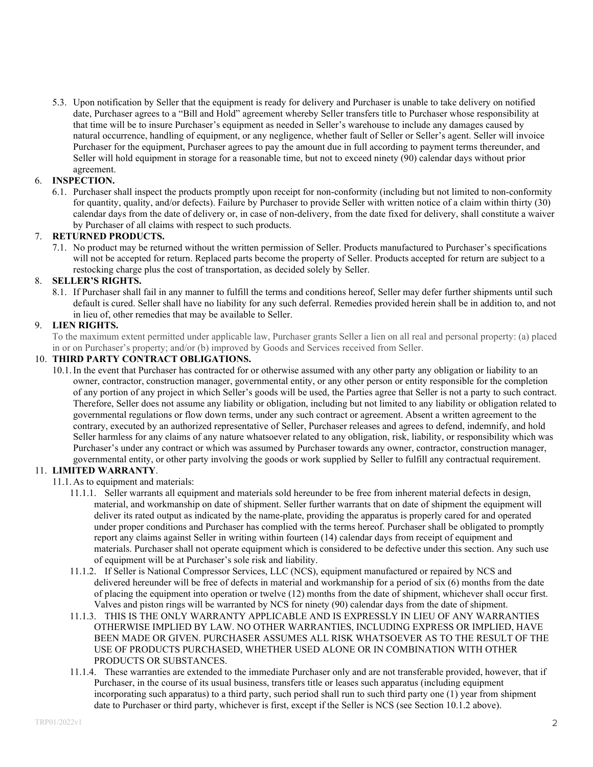5.3. Upon notification by Seller that the equipment is ready for delivery and Purchaser is unable to take delivery on notified date, Purchaser agrees to a "Bill and Hold" agreement whereby Seller transfers title to Purchaser whose responsibility at that time will be to insure Purchaser's equipment as needed in Seller's warehouse to include any damages caused by natural occurrence, handling of equipment, or any negligence, whether fault of Seller or Seller's agent. Seller will invoice Purchaser for the equipment, Purchaser agrees to pay the amount due in full according to payment terms thereunder, and Seller will hold equipment in storage for a reasonable time, but not to exceed ninety (90) calendar days without prior agreement.

6. **INSPECTION.**

6.1. Purchaser shall inspect the products promptly upon receipt for non-conformity (including but not limited to non-conformity for quantity, quality, and/or defects). Failure by Purchaser to provide Seller with written notice of a claim within thirty (30) calendar days from the date of delivery or, in case of non-delivery, from the date fixed for delivery, shall constitute a waiver by Purchaser of all claims with respect to such products.

7. **RETURNED PRODUCTS.**

7.1. No product may be returned without the written permission of Seller. Products manufactured to Purchaser's specifications will not be accepted for return. Replaced parts become the property of Seller. Products accepted for return are subject to a restocking charge plus the cost of transportation, as decided solely by Seller.

8. **SELLER'S RIGHTS.**

8.1. If Purchaser shall fail in any manner to fulfill the terms and conditions hereof, Seller may defer further shipments until such default is cured. Seller shall have no liability for any such deferral. Remedies provided herein shall be in addition to, and not in lieu of, other remedies that may be available to Seller.

9. **LIEN RIGHTS.**

To the maximum extent permitted under applicable law, Purchaser grants Seller a lien on all real and personal property: (a) placed in or on Purchaser's property; and/or (b) improved by Goods and Services received from Seller.

10. **THIRD PARTY CONTRACT OBLIGATIONS.**

10.1. In the event that Purchaser has contracted for or otherwise assumed with any other party any obligation or liability to an owner, contractor, construction manager, governmental entity, or any other person or entity responsible for the completion of any portion of any project in which Seller's goods will be used, the Parties agree that Seller is not a party to such contract. Therefore, Seller does not assume any liability or obligation, including but not limited to any liability or obligation related to governmental regulations or flow down terms, under any such contract or agreement. Absent a written agreement to the contrary, executed by an authorized representative of Seller, Purchaser releases and agrees to defend, indemnify, and hold Seller harmless for any claims of any nature whatsoever related to any obligation, risk, liability, or responsibility which was Purchaser's under any contract or which was assumed by Purchaser towards any owner, contractor, construction manager, governmental entity, or other party involving the goods or work supplied by Seller to fulfill any contractual requirement.

11. **LIMITED WARRANTY**.

11.1. As to equipment and materials:

11.1.1. Seller warrants all equipment and materials sold hereunder to be free from inherent material defects in design, material, and workmanship on date of shipment. Seller further warrants that on date of shipment the equipment will deliver its rated output as indicated by the name-plate, providing the apparatus is properly cared for and operated under proper conditions and Purchaser has complied with the terms hereof. Purchaser shall be obligated to promptly report any claims against Seller in writing within fourteen (14) calendar days from receipt of equipment and materials. Purchaser shall not operate equipment which is considered to be defective under this section. Any such use of equipment will be at Purchaser's sole risk and liability.

11.1.2. If Seller is National Compressor Services, LLC (NCS), equipment manufactured or repaired by NCS and delivered hereunder will be free of defects in material and workmanship for a period of six (6) months from the date of placing the equipment into operation or twelve (12) months from the date of shipment, whichever shall occur first. Valves and piston rings will be warranted by NCS for ninety (90) calendar days from the date of shipment.

11.1.3. THIS IS THE ONLY WARRANTY APPLICABLE AND IS EXPRESSLY IN LIEU OF ANY WARRANTIES OTHERWISE IMPLIED BY LAW. NO OTHER WARRANTIES, INCLUDING EXPRESS OR IMPLIED, HAVE BEEN MADE OR GIVEN. PURCHASER ASSUMES ALL RISK WHATSOEVER AS TO THE RESULT OF THE USE OF PRODUCTS PURCHASED, WHETHER USED ALONE OR IN COMBINATION WITH OTHER PRODUCTS OR SUBSTANCES.

11.1.4. These warranties are extended to the immediate Purchaser only and are not transferable provided, however, that if Purchaser, in the course of its usual business, transfers title or leases such apparatus (including equipment incorporating such apparatus) to a third party, such period shall run to such third party one (1) year from shipment date to Purchaser or third party, whichever is first, except if the Seller is NCS (see Section 10.1.2 above).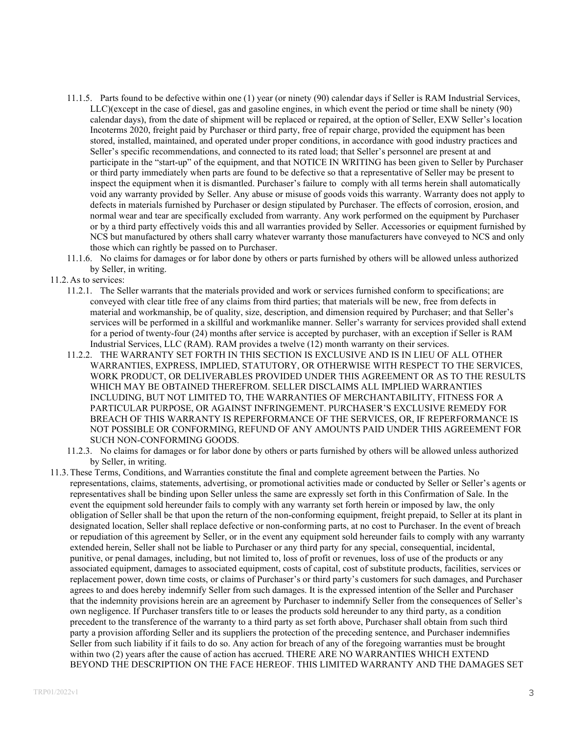11.1.5. Parts found to be defective within one (1) year (or ninety (90) calendar days if Seller is RAM Industrial Services, LLC)(except in the case of diesel, gas and gasoline engines, in which event the period or time shall be ninety (90) calendar days), from the date of shipment will be replaced or repaired, at the option of Seller, EXW Seller's location Incoterms 2020, freight paid by Purchaser or third party, free of repair charge, provided the equipment has been stored, installed, maintained, and operated under proper conditions, in accordance with good industry practices and Seller's specific recommendations, and connected to its rated load; that Seller's personnel are present at and participate in the "start-up" of the equipment, and that NOTICE IN WRITING has been given to Seller by Purchaser or third party immediately when parts are found to be defective so that a representative of Seller may be present to inspect the equipment when it is dismantled. Purchaser's failure to comply with all terms herein shall automatically void any warranty provided by Seller. Any abuse or misuse of goods voids this warranty. Warranty does not apply to defects in materials furnished by Purchaser or design stipulated by Purchaser. The effects of corrosion, erosion, and normal wear and tear are specifically excluded from warranty. Any work performed on the equipment by Purchaser or by a third party effectively voids this and all warranties provided by Seller. Accessories or equipment furnished by NCS but manufactured by others shall carry whatever warranty those manufacturers have conveyed to NCS and only those which can rightly be passed on to Purchaser.

11.1.6. No claims for damages or for labor done by others or parts furnished by others will be allowed unless authorized by Seller, in writing.

11.2. As to services:

11.2.1. The Seller warrants that the materials provided and work or services furnished conform to specifications; are conveyed with clear title free of any claims from third parties; that materials will be new, free from defects in material and workmanship, be of quality, size, description, and dimension required by Purchaser; and that Seller's services will be performed in a skillful and workmanlike manner. Seller's warranty for services provided shall extend for a period of twenty-four (24) months after service is accepted by purchaser, with an exception if Seller is RAM Industrial Services, LLC (RAM). RAM provides a twelve (12) month warranty on their services.

11.2.2. THE WARRANTY SET FORTH IN THIS SECTION IS EXCLUSIVE AND IS IN LIEU OF ALL OTHER WARRANTIES, EXPRESS, IMPLIED, STATUTORY, OR OTHERWISE WITH RESPECT TO THE SERVICES, WORK PRODUCT, OR DELIVERABLES PROVIDED UNDER THIS AGREEMENT OR AS TO THE RESULTS WHICH MAY BE OBTAINED THEREFROM. SELLER DISCLAIMS ALL IMPLIED WARRANTIES INCLUDING, BUT NOT LIMITED TO, THE WARRANTIES OF MERCHANTABILITY, FITNESS FOR A PARTICULAR PURPOSE, OR AGAINST INFRINGEMENT. PURCHASER'S EXCLUSIVE REMEDY FOR BREACH OF THIS WARRANTY IS REPERFORMANCE OF THE SERVICES, OR, IF REPERFORMANCE IS NOT POSSIBLE OR CONFORMING, REFUND OF ANY AMOUNTS PAID UNDER THIS AGREEMENT FOR SUCH NON-CONFORMING GOODS.

11.2.3. No claims for damages or for labor done by others or parts furnished by others will be allowed unless authorized by Seller, in writing.

11.3. These Terms, Conditions, and Warranties constitute the final and complete agreement between the Parties. No representations, claims, statements, advertising, or promotional activities made or conducted by Seller or Seller's agents or representatives shall be binding upon Seller unless the same are expressly set forth in this Confirmation of Sale. In the event the equipment sold hereunder fails to comply with any warranty set forth herein or imposed by law, the only obligation of Seller shall be that upon the return of the non-conforming equipment, freight prepaid, to Seller at its plant in designated location, Seller shall replace defective or non-conforming parts, at no cost to Purchaser. In the event of breach or repudiation of this agreement by Seller, or in the event any equipment sold hereunder fails to comply with any warranty extended herein, Seller shall not be liable to Purchaser or any third party for any special, consequential, incidental, punitive, or penal damages, including, but not limited to, loss of profit or revenues, loss of use of the products or any associated equipment, damages to associated equipment, costs of capital, cost of substitute products, facilities, services or replacement power, down time costs, or claims of Purchaser's or third party's customers for such damages, and Purchaser agrees to and does hereby indemnify Seller from such damages. It is the expressed intention of the Seller and Purchaser that the indemnity provisions herein are an agreement by Purchaser to indemnify Seller from the consequences of Seller's own negligence. If Purchaser transfers title to or leases the products sold hereunder to any third party, as a condition precedent to the transference of the warranty to a third party as set forth above, Purchaser shall obtain from such third party a provision affording Seller and its suppliers the protection of the preceding sentence, and Purchaser indemnifies Seller from such liability if it fails to do so. Any action for breach of any of the foregoing warranties must be brought within two (2) years after the cause of action has accrued. THERE ARE NO WARRANTIES WHICH EXTEND BEYOND THE DESCRIPTION ON THE FACE HEREOF. THIS LIMITED WARRANTY AND THE DAMAGES SET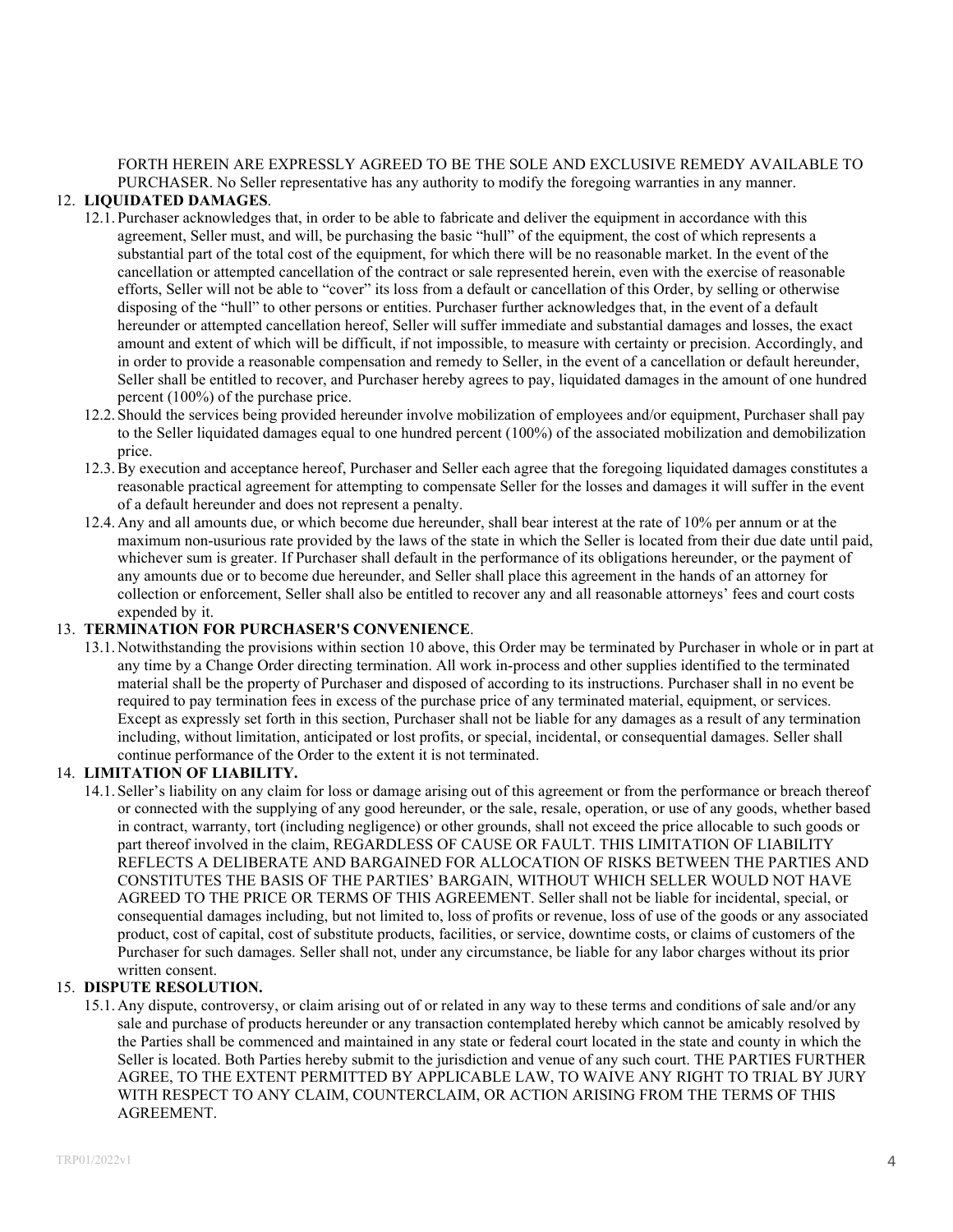FORTH HEREIN ARE EXPRESSLY AGREED TO BE THE SOLE AND EXCLUSIVE REMEDY AVAILABLE TO PURCHASER. No Seller representative has any authority to modify the foregoing warranties in any manner.

12. **LIQUIDATED DAMAGES**.
    - 12.1. Purchaser acknowledges that, in order to be able to fabricate and deliver the equipment in accordance with this agreement, Seller must, and will, be purchasing the basic "hull" of the equipment, the cost of which represents a substantial part of the total cost of the equipment, for which there will be no reasonable market. In the event of the cancellation or attempted cancellation of the contract or sale represented herein, even with the exercise of reasonable efforts, Seller will not be able to "cover" its loss from a default or cancellation of this Order, by selling or otherwise disposing of the "hull" to other persons or entities. Purchaser further acknowledges that, in the event of a default hereunder or attempted cancellation hereof, Seller will suffer immediate and substantial damages and losses, the exact amount and extent of which will be difficult, if not impossible, to measure with certainty or precision. Accordingly, and in order to provide a reasonable compensation and remedy to Seller, in the event of a cancellation or default hereunder, Seller shall be entitled to recover, and Purchaser hereby agrees to pay, liquidated damages in the amount of one hundred percent (100%) of the purchase price.
    - 12.2. Should the services being provided hereunder involve mobilization of employees and/or equipment, Purchaser shall pay to the Seller liquidated damages equal to one hundred percent (100%) of the associated mobilization and demobilization price.
    - 12.3. By execution and acceptance hereof, Purchaser and Seller each agree that the foregoing liquidated damages constitutes a reasonable practical agreement for attempting to compensate Seller for the losses and damages it will suffer in the event of a default hereunder and does not represent a penalty.
    - 12.4. Any and all amounts due, or which become due hereunder, shall bear interest at the rate of 10% per annum or at the maximum non-usurious rate provided by the laws of the state in which the Seller is located from their due date until paid, whichever sum is greater. If Purchaser shall default in the performance of its obligations hereunder, or the payment of any amounts due or to become due hereunder, and Seller shall place this agreement in the hands of an attorney for collection or enforcement, Seller shall also be entitled to recover any and all reasonable attorneys' fees and court costs expended by it.
13. **TERMINATION FOR PURCHASER'S CONVENIENCE**.
    - 13.1. Notwithstanding the provisions within section 10 above, this Order may be terminated by Purchaser in whole or in part at any time by a Change Order directing termination. All work in-process and other supplies identified to the terminated material shall be the property of Purchaser and disposed of according to its instructions. Purchaser shall in no event be required to pay termination fees in excess of the purchase price of any terminated material, equipment, or services. Except as expressly set forth in this section, Purchaser shall not be liable for any damages as a result of any termination including, without limitation, anticipated or lost profits, or special, incidental, or consequential damages. Seller shall continue performance of the Order to the extent it is not terminated.
14. **LIMITATION OF LIABILITY.**
    - 14.1. Seller's liability on any claim for loss or damage arising out of this agreement or from the performance or breach thereof or connected with the supplying of any good hereunder, or the sale, resale, operation, or use of any goods, whether based in contract, warranty, tort (including negligence) or other grounds, shall not exceed the price allocable to such goods or part thereof involved in the claim, REGARDLESS OF CAUSE OR FAULT. THIS LIMITATION OF LIABILITY REFLECTS A DELIBERATE AND BARGAINED FOR ALLOCATION OF RISKS BETWEEN THE PARTIES AND CONSTITUTES THE BASIS OF THE PARTIES' BARGAIN, WITHOUT WHICH SELLER WOULD NOT HAVE AGREED TO THE PRICE OR TERMS OF THIS AGREEMENT. Seller shall not be liable for incidental, special, or consequential damages including, but not limited to, loss of profits or revenue, loss of use of the goods or any associated product, cost of capital, cost of substitute products, facilities, or service, downtime costs, or claims of customers of the Purchaser for such damages. Seller shall not, under any circumstance, be liable for any labor charges without its prior written consent.
15. **DISPUTE RESOLUTION.**
    - 15.1. Any dispute, controversy, or claim arising out of or related in any way to these terms and conditions of sale and/or any sale and purchase of products hereunder or any transaction contemplated hereby which cannot be amicably resolved by the Parties shall be commenced and maintained in any state or federal court located in the state and county in which the Seller is located. Both Parties hereby submit to the jurisdiction and venue of any such court. THE PARTIES FURTHER AGREE, TO THE EXTENT PERMITTED BY APPLICABLE LAW, TO WAIVE ANY RIGHT TO TRIAL BY JURY WITH RESPECT TO ANY CLAIM, COUNTERCLAIM, OR ACTION ARISING FROM THE TERMS OF THIS AGREEMENT.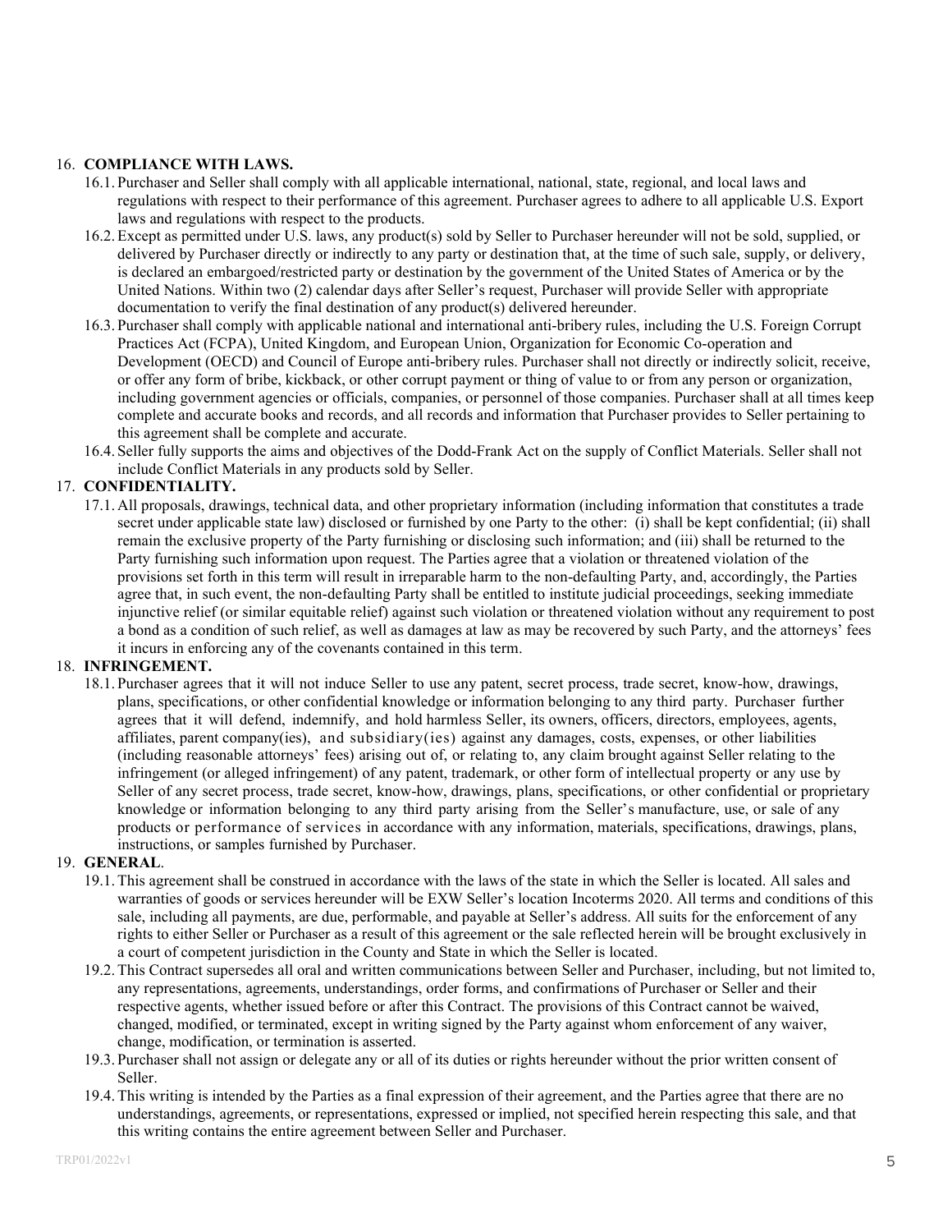16. **COMPLIANCE WITH LAWS.**
    16.1. Purchaser and Seller shall comply with all applicable international, national, state, regional, and local laws and regulations with respect to their performance of this agreement. Purchaser agrees to adhere to all applicable U.S. Export laws and regulations with respect to the products.
    16.2. Except as permitted under U.S. laws, any product(s) sold by Seller to Purchaser hereunder will not be sold, supplied, or delivered by Purchaser directly or indirectly to any party or destination that, at the time of such sale, supply, or delivery, is declared an embargoed/restricted party or destination by the government of the United States of America or by the United Nations. Within two (2) calendar days after Seller's request, Purchaser will provide Seller with appropriate documentation to verify the final destination of any product(s) delivered hereunder.
    16.3. Purchaser shall comply with applicable national and international anti-bribery rules, including the U.S. Foreign Corrupt Practices Act (FCPA), United Kingdom, and European Union, Organization for Economic Co-operation and Development (OECD) and Council of Europe anti-bribery rules. Purchaser shall not directly or indirectly solicit, receive, or offer any form of bribe, kickback, or other corrupt payment or thing of value to or from any person or organization, including government agencies or officials, companies, or personnel of those companies. Purchaser shall at all times keep complete and accurate books and records, and all records and information that Purchaser provides to Seller pertaining to this agreement shall be complete and accurate.
    16.4. Seller fully supports the aims and objectives of the Dodd-Frank Act on the supply of Conflict Materials. Seller shall not include Conflict Materials in any products sold by Seller.
17. **CONFIDENTIALITY.**
    17.1. All proposals, drawings, technical data, and other proprietary information (including information that constitutes a trade secret under applicable state law) disclosed or furnished by one Party to the other: (i) shall be kept confidential; (ii) shall remain the exclusive property of the Party furnishing or disclosing such information; and (iii) shall be returned to the Party furnishing such information upon request. The Parties agree that a violation or threatened violation of the provisions set forth in this term will result in irreparable harm to the non-defaulting Party, and, accordingly, the Parties agree that, in such event, the non-defaulting Party shall be entitled to institute judicial proceedings, seeking immediate injunctive relief (or similar equitable relief) against such violation or threatened violation without any requirement to post a bond as a condition of such relief, as well as damages at law as may be recovered by such Party, and the attorneys' fees it incurs in enforcing any of the covenants contained in this term.
18. **INFRINGEMENT.**
    18.1. Purchaser agrees that it will not induce Seller to use any patent, secret process, trade secret, know-how, drawings, plans, specifications, or other confidential knowledge or information belonging to any third party. Purchaser further agrees that it will defend, indemnify, and hold harmless Seller, its owners, officers, directors, employees, agents, affiliates, parent company(ies), and subsidiary(ies) against any damages, costs, expenses, or other liabilities (including reasonable attorneys' fees) arising out of, or relating to, any claim brought against Seller relating to the infringement (or alleged infringement) of any patent, trademark, or other form of intellectual property or any use by Seller of any secret process, trade secret, know-how, drawings, plans, specifications, or other confidential or proprietary knowledge or information belonging to any third party arising from the Seller's manufacture, use, or sale of any products or performance of services in accordance with any information, materials, specifications, drawings, plans, instructions, or samples furnished by Purchaser.
19. **GENERAL**.
    19.1. This agreement shall be construed in accordance with the laws of the state in which the Seller is located. All sales and warranties of goods or services hereunder will be EXW Seller's location Incoterms 2020. All terms and conditions of this sale, including all payments, are due, performable, and payable at Seller's address. All suits for the enforcement of any rights to either Seller or Purchaser as a result of this agreement or the sale reflected herein will be brought exclusively in a court of competent jurisdiction in the County and State in which the Seller is located.
    19.2. This Contract supersedes all oral and written communications between Seller and Purchaser, including, but not limited to, any representations, agreements, understandings, order forms, and confirmations of Purchaser or Seller and their respective agents, whether issued before or after this Contract. The provisions of this Contract cannot be waived, changed, modified, or terminated, except in writing signed by the Party against whom enforcement of any waiver, change, modification, or termination is asserted.
    19.3. Purchaser shall not assign or delegate any or all of its duties or rights hereunder without the prior written consent of Seller.
    19.4. This writing is intended by the Parties as a final expression of their agreement, and the Parties agree that there are no understandings, agreements, or representations, expressed or implied, not specified herein respecting this sale, and that this writing contains the entire agreement between Seller and Purchaser.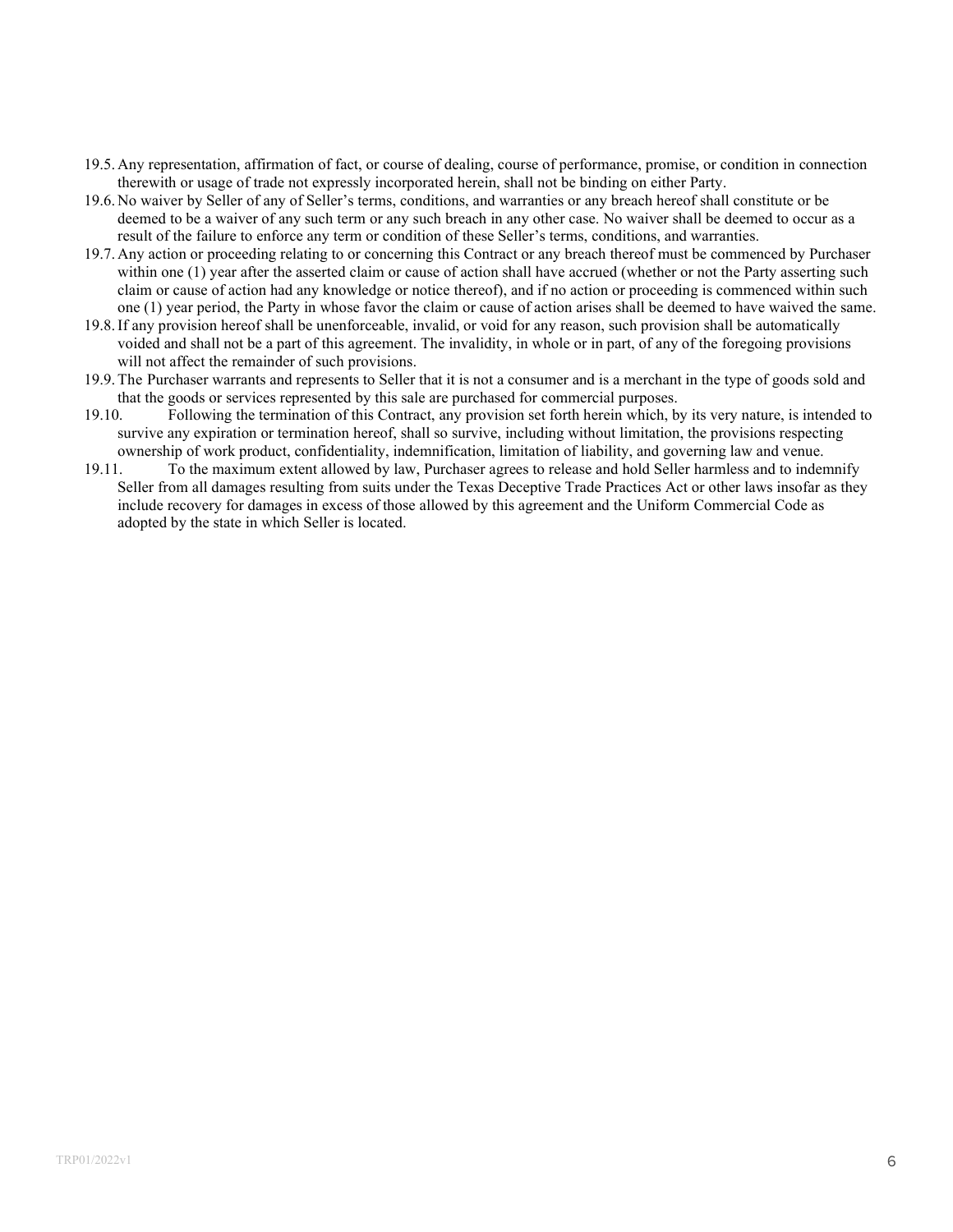19.5. Any representation, affirmation of fact, or course of dealing, course of performance, promise, or condition in connection therewith or usage of trade not expressly incorporated herein, shall not be binding on either Party.

19.6. No waiver by Seller of any of Seller's terms, conditions, and warranties or any breach hereof shall constitute or be deemed to be a waiver of any such term or any such breach in any other case. No waiver shall be deemed to occur as a result of the failure to enforce any term or condition of these Seller's terms, conditions, and warranties.

19.7. Any action or proceeding relating to or concerning this Contract or any breach thereof must be commenced by Purchaser within one (1) year after the asserted claim or cause of action shall have accrued (whether or not the Party asserting such claim or cause of action had any knowledge or notice thereof), and if no action or proceeding is commenced within such one (1) year period, the Party in whose favor the claim or cause of action arises shall be deemed to have waived the same.

19.8. If any provision hereof shall be unenforceable, invalid, or void for any reason, such provision shall be automatically voided and shall not be a part of this agreement. The invalidity, in whole or in part, of any of the foregoing provisions will not affect the remainder of such provisions.

19.9. The Purchaser warrants and represents to Seller that it is not a consumer and is a merchant in the type of goods sold and that the goods or services represented by this sale are purchased for commercial purposes.

19.10. Following the termination of this Contract, any provision set forth herein which, by its very nature, is intended to survive any expiration or termination hereof, shall so survive, including without limitation, the provisions respecting ownership of work product, confidentiality, indemnification, limitation of liability, and governing law and venue.

19.11. To the maximum extent allowed by law, Purchaser agrees to release and hold Seller harmless and to indemnify Seller from all damages resulting from suits under the Texas Deceptive Trade Practices Act or other laws insofar as they include recovery for damages in excess of those allowed by this agreement and the Uniform Commercial Code as adopted by the state in which Seller is located.